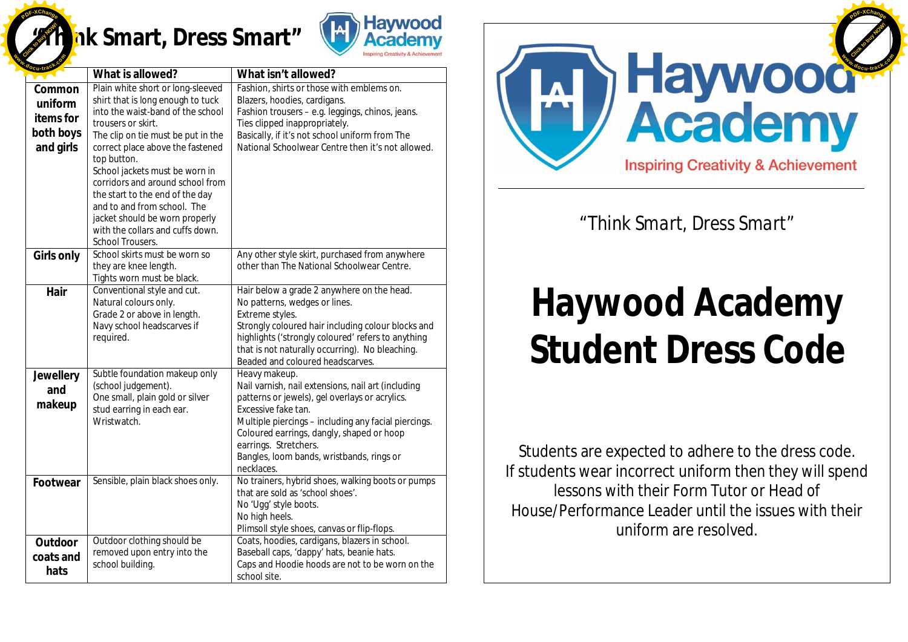# "Think Smart, Dress Smart"

| | What is allowed? | What isn't allowed? |
|---|---|---|
| **Common uniform items for both boys and girls** | Plain white short or long-sleeved shirt that is long enough to tuck into the waist-band of the school trousers or skirt. The clip on tie must be put in the correct place above the fastened top button. School jackets must be worn in corridors and around school from the start to the end of the day and to and from school. The jacket should be worn properly with the collars and cuffs down. School Trousers. | Fashion, shirts or those with emblems on. Blazers, hoodies, cardigans. Fashion trousers – e.g. leggings, chinos, jeans. Ties clipped inappropriately. Basically, if it's not school uniform from The National Schoolwear Centre then it's not allowed. |
| **Girls only** | School skirts must be worn so they are knee length. Tights worn must be black. | Any other style skirt, purchased from anywhere other than The National Schoolwear Centre. |
| **Hair** | Conventional style and cut. Natural colours only. Grade 2 or above in length. Navy school headscarves if required. | Hair below a grade 2 anywhere on the head. No patterns, wedges or lines. Extreme styles. Strongly coloured hair including colour blocks and highlights ('strongly coloured' refers to anything that is not naturally occurring). No bleaching. Beaded and coloured headscarves. |
| **Jewellery and makeup** | Subtle foundation makeup only (school judgement). One small, plain gold or silver stud earring in each ear. Wristwatch. | Heavy makeup. Nail varnish, nail extensions, nail art (including patterns or jewels), gel overlays or acrylics. Excessive fake tan. Multiple piercings – including any facial piercings. Coloured earrings, dangly, shaped or hoop earrings. Stretchers. Bangles, loom bands, wristbands, rings or necklaces. |
| **Footwear** | Sensible, plain black shoes only. | No trainers, hybrid shoes, walking boots or pumps that are sold as 'school shoes'. No 'Ugg' style boots. No high heels. Plimsoll style shoes, canvas or flip-flops. |
| **Outdoor coats and hats** | Outdoor clothing should be removed upon entry into the school building. | Coats, hoodies, cardigans, blazers in school. Baseball caps, 'dappy' hats, beanie hats. Caps and Hoodie hoods are not to be worn on the school site. |

Haywood Academy
Inspiring Creativity & Achievement

"Think Smart, Dress Smart"

# Haywood Academy Student Dress Code

Students are expected to adhere to the dress code. If students wear incorrect uniform then they will spend lessons with their Form Tutor or Head of House/Performance Leader until the issues with their uniform are resolved.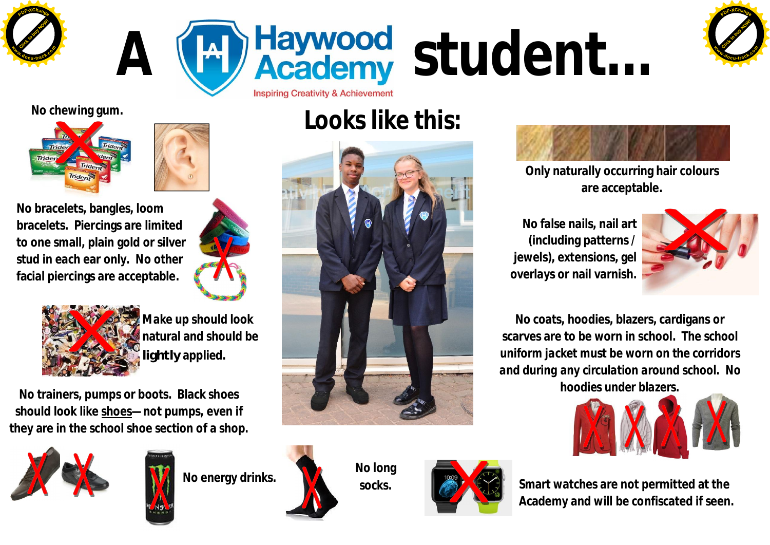# A Haywood Academy student...

Inspiring Creativity & Achievement

## Looks like this:

No chewing gum.

No bracelets, bangles, loom bracelets. Piercings are limited to one small, plain gold or silver stud in each ear only. No other facial piercings are acceptable.

Make up should look natural and should be **lightly** applied.

No trainers, pumps or boots. Black shoes should look like shoes— not pumps, even if they are in the school shoe section of a shop.

No energy drinks.

No long socks.

Only naturally occurring hair colours are acceptable.

No false nails, nail art (including patterns / jewels), extensions, gel overlays or nail varnish.

No coats, hoodies, blazers, cardigans or scarves are to be worn in school. The school uniform jacket must be worn on the corridors and during any circulation around school. No hoodies under blazers.

Smart watches are not permitted at the Academy and will be confiscated if seen.